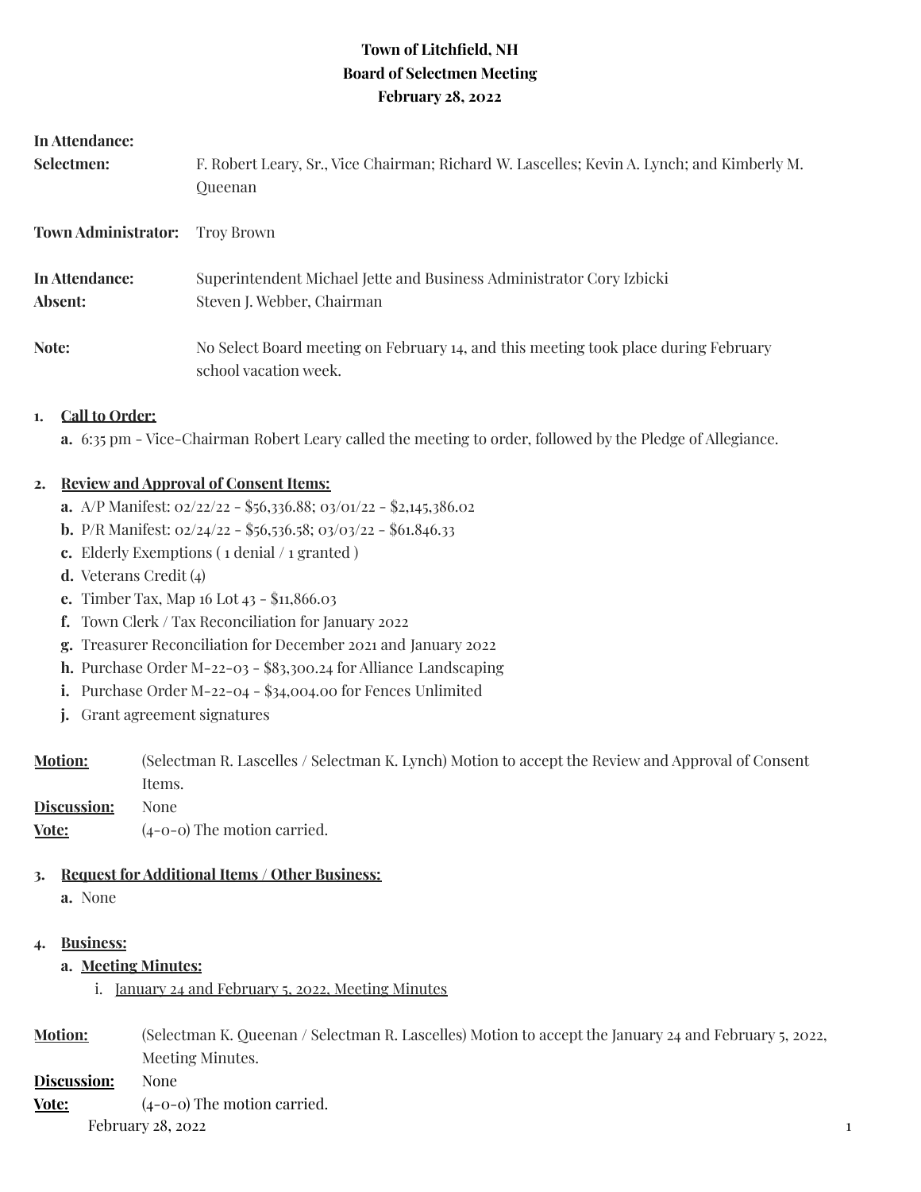**Town of Litchfield, NH**
**Board of Selectmen Meeting**
**February 28, 2022**

**In Attendance:**

**Selectmen:** F. Robert Leary, Sr., Vice Chairman; Richard W. Lascelles; Kevin A. Lynch; and Kimberly M. Queenan

**Town Administrator:** Troy Brown

**In Attendance:** Superintendent Michael Jette and Business Administrator Cory Izbicki

**Absent:** Steven J. Webber, Chairman

**Note:** No Select Board meeting on February 14, and this meeting took place during February school vacation week.

1. **Call to Order:**
   a. 6:35 pm - Vice-Chairman Robert Leary called the meeting to order, followed by the Pledge of Allegiance.

2. **Review and Approval of Consent Items:**
   a. A/P Manifest: 02/22/22 - $56,336.88; 03/01/22 - $2,145,386.02
   b. P/R Manifest: 02/24/22 - $56,536.58; 03/03/22 - $61.846.33
   c. Elderly Exemptions ( 1 denial / 1 granted )
   d. Veterans Credit (4)
   e. Timber Tax, Map 16 Lot 43 - $11,866.03
   f. Town Clerk / Tax Reconciliation for January 2022
   g. Treasurer Reconciliation for December 2021 and January 2022
   h. Purchase Order M-22-03 - $83,300.24 for Alliance Landscaping
   i. Purchase Order M-22-04 - $34,004.00 for Fences Unlimited
   j. Grant agreement signatures

**Motion:** (Selectman R. Lascelles / Selectman K. Lynch) Motion to accept the Review and Approval of Consent Items.
**Discussion:** None
**Vote:** (4-0-0) The motion carried.

3. **Request for Additional Items / Other Business:**
   a. None

4. **Business:**
   a. **Meeting Minutes:**
      i. January 24 and February 5, 2022, Meeting Minutes

**Motion:** (Selectman K. Queenan / Selectman R. Lascelles) Motion to accept the January 24 and February 5, 2022, Meeting Minutes.
**Discussion:** None
**Vote:** (4-0-0) The motion carried.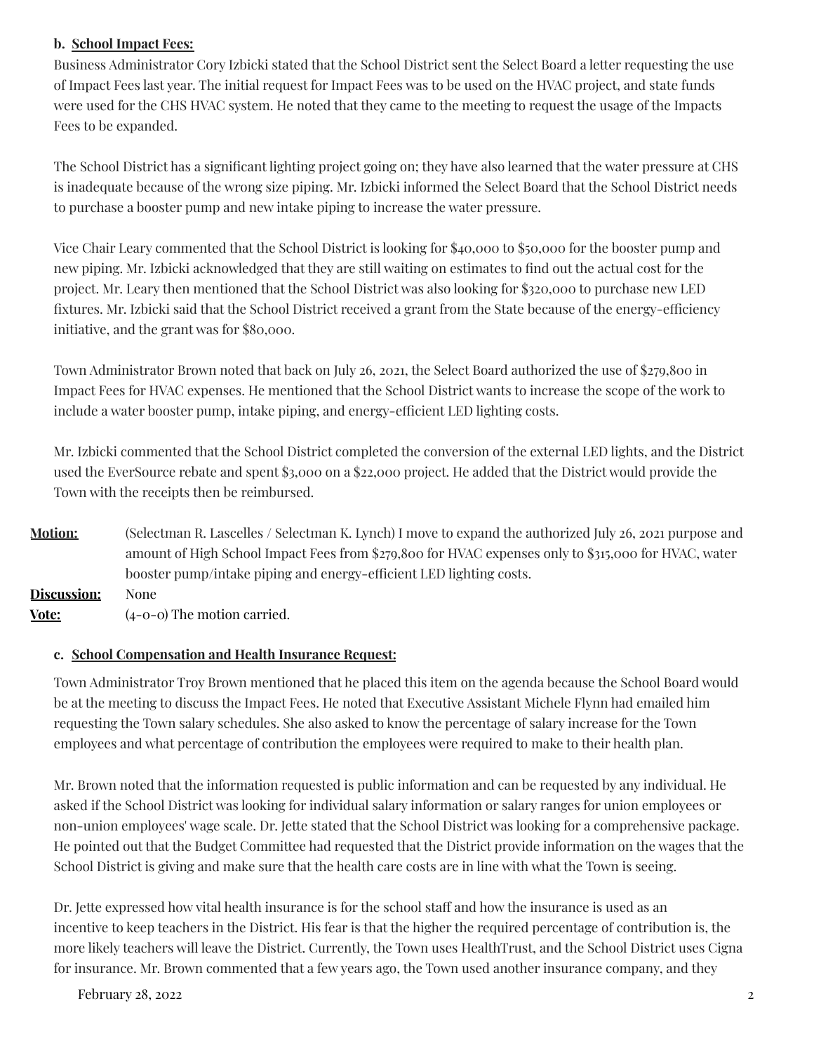**b. School Impact Fees:**

Business Administrator Cory Izbicki stated that the School District sent the Select Board a letter requesting the use of Impact Fees last year. The initial request for Impact Fees was to be used on the HVAC project, and state funds were used for the CHS HVAC system. He noted that they came to the meeting to request the usage of the Impacts Fees to be expanded.

The School District has a significant lighting project going on; they have also learned that the water pressure at CHS is inadequate because of the wrong size piping. Mr. Izbicki informed the Select Board that the School District needs to purchase a booster pump and new intake piping to increase the water pressure.

Vice Chair Leary commented that the School District is looking for $40,000 to $50,000 for the booster pump and new piping. Mr. Izbicki acknowledged that they are still waiting on estimates to find out the actual cost for the project. Mr. Leary then mentioned that the School District was also looking for $320,000 to purchase new LED fixtures. Mr. Izbicki said that the School District received a grant from the State because of the energy-efficiency initiative, and the grant was for $80,000.

Town Administrator Brown noted that back on July 26, 2021, the Select Board authorized the use of $279,800 in Impact Fees for HVAC expenses. He mentioned that the School District wants to increase the scope of the work to include a water booster pump, intake piping, and energy-efficient LED lighting costs.

Mr. Izbicki commented that the School District completed the conversion of the external LED lights, and the District used the EverSource rebate and spent $3,000 on a $22,000 project. He added that the District would provide the Town with the receipts then be reimbursed.

**Motion:** (Selectman R. Lascelles / Selectman K. Lynch) I move to expand the authorized July 26, 2021 purpose and amount of High School Impact Fees from $279,800 for HVAC expenses only to $315,000 for HVAC, water booster pump/intake piping and energy-efficient LED lighting costs.

**Discussion:** None

**Vote:** (4-0-0) The motion carried.

**c. School Compensation and Health Insurance Request:**

Town Administrator Troy Brown mentioned that he placed this item on the agenda because the School Board would be at the meeting to discuss the Impact Fees. He noted that Executive Assistant Michele Flynn had emailed him requesting the Town salary schedules. She also asked to know the percentage of salary increase for the Town employees and what percentage of contribution the employees were required to make to their health plan.

Mr. Brown noted that the information requested is public information and can be requested by any individual. He asked if the School District was looking for individual salary information or salary ranges for union employees or non-union employees' wage scale. Dr. Jette stated that the School District was looking for a comprehensive package. He pointed out that the Budget Committee had requested that the District provide information on the wages that the School District is giving and make sure that the health care costs are in line with what the Town is seeing.

Dr. Jette expressed how vital health insurance is for the school staff and how the insurance is used as an incentive to keep teachers in the District. His fear is that the higher the required percentage of contribution is, the more likely teachers will leave the District. Currently, the Town uses HealthTrust, and the School District uses Cigna for insurance. Mr. Brown commented that a few years ago, the Town used another insurance company, and they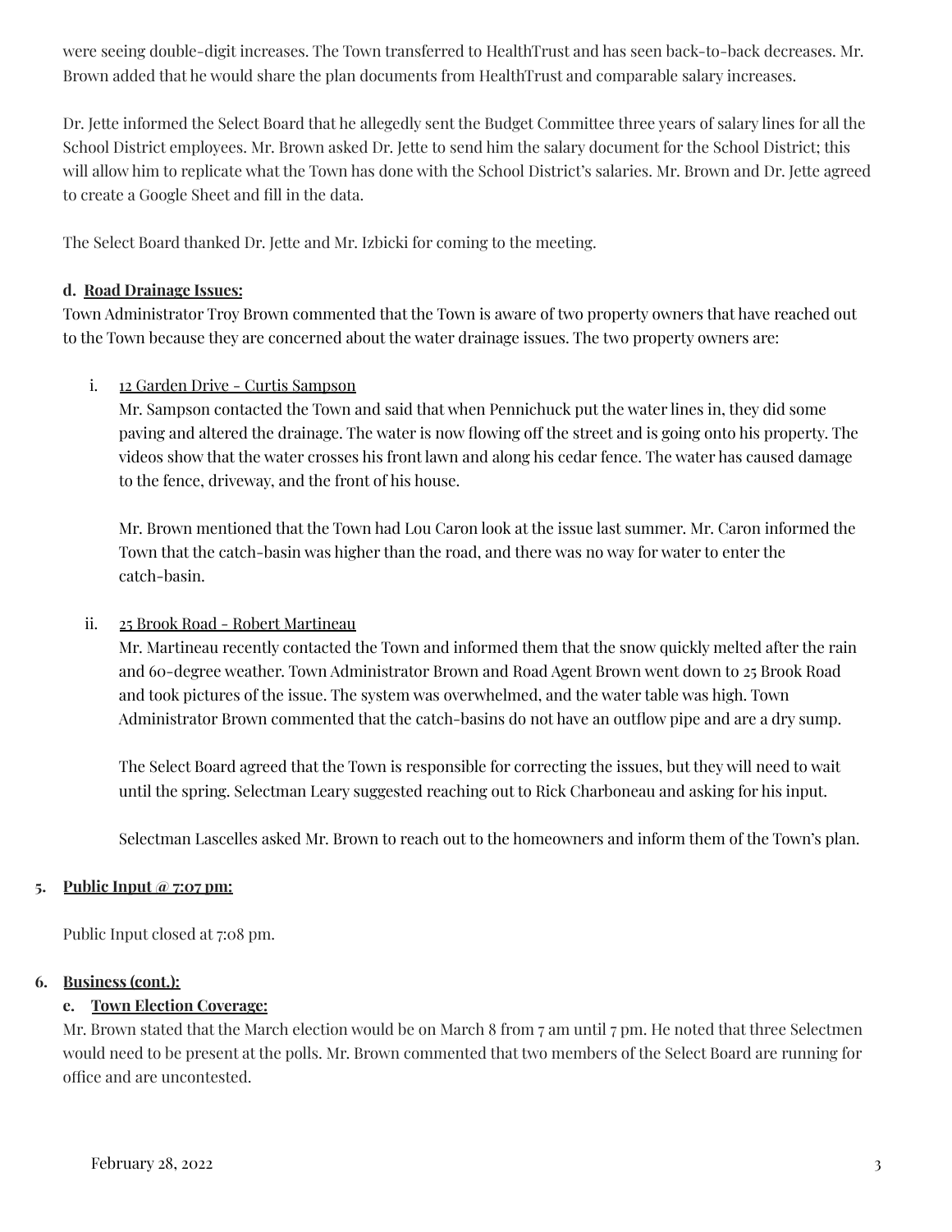were seeing double-digit increases. The Town transferred to HealthTrust and has seen back-to-back decreases. Mr. Brown added that he would share the plan documents from HealthTrust and comparable salary increases.

Dr. Jette informed the Select Board that he allegedly sent the Budget Committee three years of salary lines for all the School District employees. Mr. Brown asked Dr. Jette to send him the salary document for the School District; this will allow him to replicate what the Town has done with the School District's salaries. Mr. Brown and Dr. Jette agreed to create a Google Sheet and fill in the data.

The Select Board thanked Dr. Jette and Mr. Izbicki for coming to the meeting.

**d. Road Drainage Issues:**

Town Administrator Troy Brown commented that the Town is aware of two property owners that have reached out to the Town because they are concerned about the water drainage issues. The two property owners are:

i. 12 Garden Drive - Curtis Sampson

Mr. Sampson contacted the Town and said that when Pennichuck put the water lines in, they did some paving and altered the drainage. The water is now flowing off the street and is going onto his property. The videos show that the water crosses his front lawn and along his cedar fence. The water has caused damage to the fence, driveway, and the front of his house.

Mr. Brown mentioned that the Town had Lou Caron look at the issue last summer. Mr. Caron informed the Town that the catch-basin was higher than the road, and there was no way for water to enter the catch-basin.

ii. 25 Brook Road - Robert Martineau

Mr. Martineau recently contacted the Town and informed them that the snow quickly melted after the rain and 60-degree weather. Town Administrator Brown and Road Agent Brown went down to 25 Brook Road and took pictures of the issue. The system was overwhelmed, and the water table was high. Town Administrator Brown commented that the catch-basins do not have an outflow pipe and are a dry sump.

The Select Board agreed that the Town is responsible for correcting the issues, but they will need to wait until the spring. Selectman Leary suggested reaching out to Rick Charboneau and asking for his input.

Selectman Lascelles asked Mr. Brown to reach out to the homeowners and inform them of the Town's plan.

**5. Public Input @ 7:07 pm:**

Public Input closed at 7:08 pm.

**6. Business (cont.):**

**e. Town Election Coverage:**

Mr. Brown stated that the March election would be on March 8 from 7 am until 7 pm. He noted that three Selectmen would need to be present at the polls. Mr. Brown commented that two members of the Select Board are running for office and are uncontested.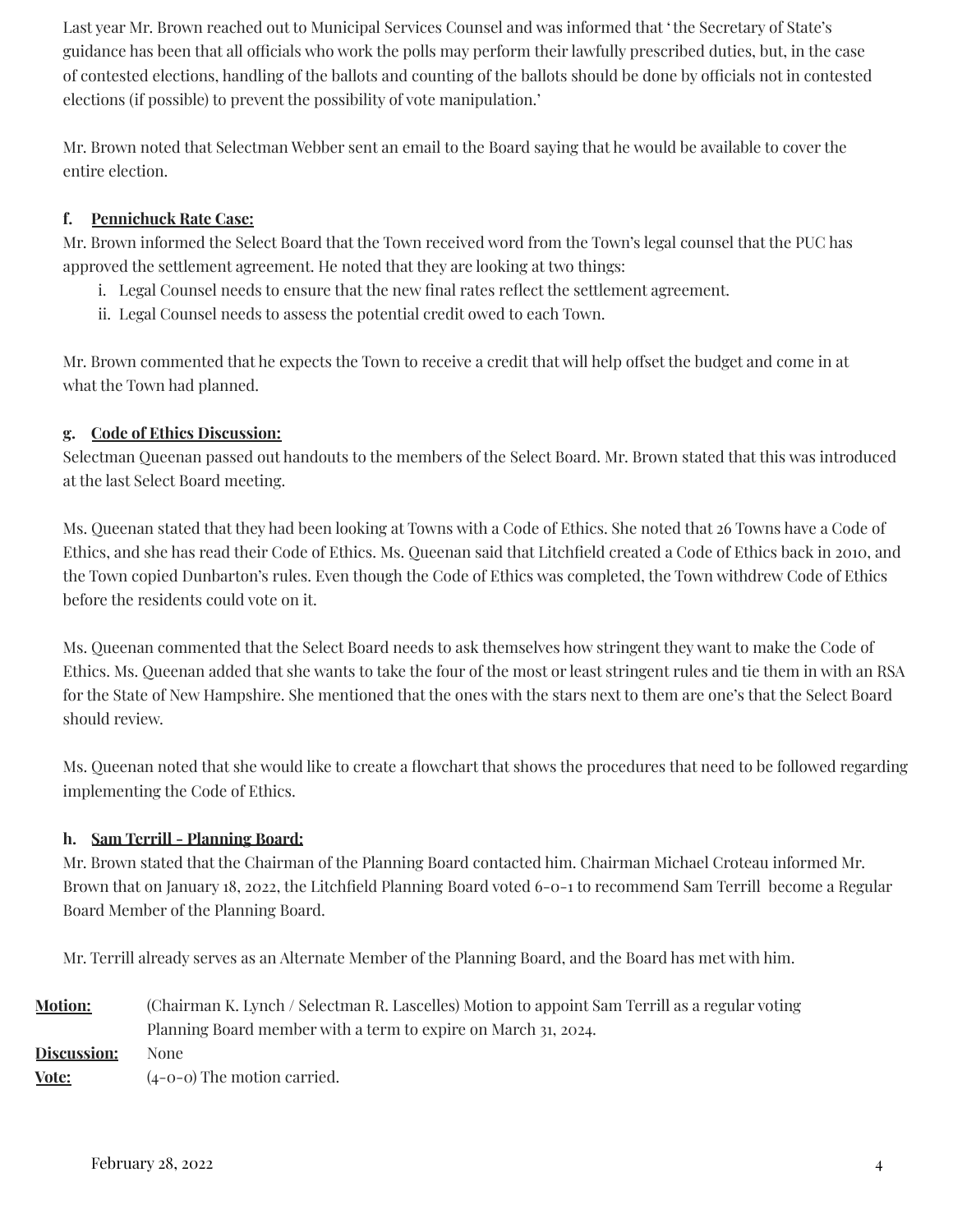Last year Mr. Brown reached out to Municipal Services Counsel and was informed that ' the Secretary of State's guidance has been that all officials who work the polls may perform their lawfully prescribed duties, but, in the case of contested elections, handling of the ballots and counting of the ballots should be done by officials not in contested elections (if possible) to prevent the possibility of vote manipulation.'

Mr. Brown noted that Selectman Webber sent an email to the Board saying that he would be available to cover the entire election.

**f. Pennichuck Rate Case:**

Mr. Brown informed the Select Board that the Town received word from the Town's legal counsel that the PUC has approved the settlement agreement. He noted that they are looking at two things:

i. Legal Counsel needs to ensure that the new final rates reflect the settlement agreement.
ii. Legal Counsel needs to assess the potential credit owed to each Town.

Mr. Brown commented that he expects the Town to receive a credit that will help offset the budget and come in at what the Town had planned.

**g. Code of Ethics Discussion:**

Selectman Queenan passed out handouts to the members of the Select Board. Mr. Brown stated that this was introduced at the last Select Board meeting.

Ms. Queenan stated that they had been looking at Towns with a Code of Ethics. She noted that 26 Towns have a Code of Ethics, and she has read their Code of Ethics. Ms. Queenan said that Litchfield created a Code of Ethics back in 2010, and the Town copied Dunbarton's rules. Even though the Code of Ethics was completed, the Town withdrew Code of Ethics before the residents could vote on it.

Ms. Queenan commented that the Select Board needs to ask themselves how stringent they want to make the Code of Ethics. Ms. Queenan added that she wants to take the four of the most or least stringent rules and tie them in with an RSA for the State of New Hampshire. She mentioned that the ones with the stars next to them are one's that the Select Board should review.

Ms. Queenan noted that she would like to create a flowchart that shows the procedures that need to be followed regarding implementing the Code of Ethics.

**h. Sam Terrill - Planning Board:**

Mr. Brown stated that the Chairman of the Planning Board contacted him. Chairman Michael Croteau informed Mr. Brown that on January 18, 2022, the Litchfield Planning Board voted 6-0-1 to recommend Sam Terrill become a Regular Board Member of the Planning Board.

Mr. Terrill already serves as an Alternate Member of the Planning Board, and the Board has met with him.

**Motion:** (Chairman K. Lynch / Selectman R. Lascelles) Motion to appoint Sam Terrill as a regular voting Planning Board member with a term to expire on March 31, 2024.

**Discussion:** None

**Vote:** (4-0-0) The motion carried.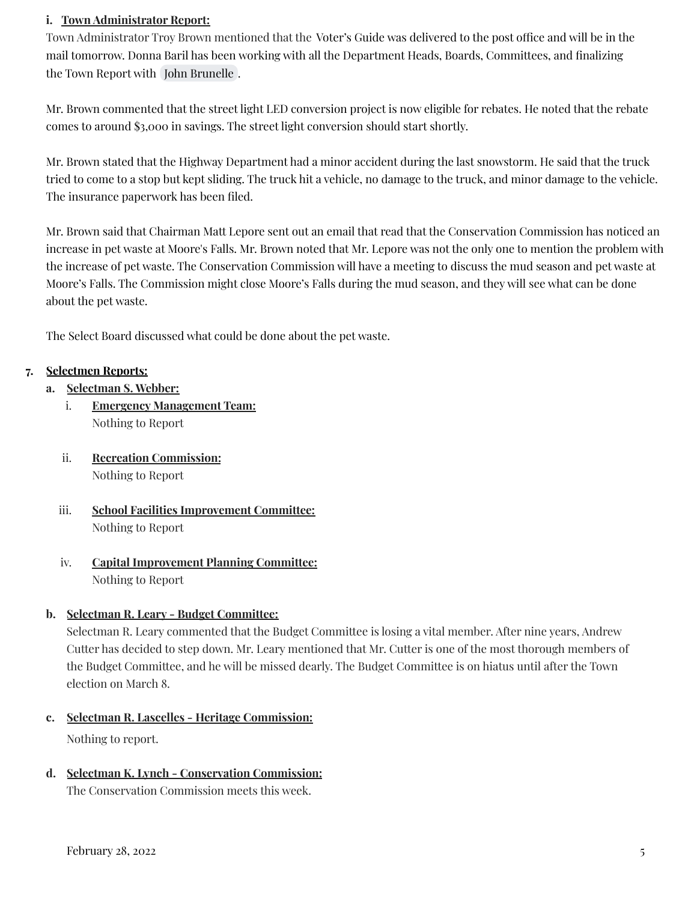i. **Town Administrator Report:**

Town Administrator Troy Brown mentioned that the Voter's Guide was delivered to the post office and will be in the mail tomorrow. Donna Baril has been working with all the Department Heads, Boards, Committees, and finalizing the Town Report with John Brunelle.

Mr. Brown commented that the street light LED conversion project is now eligible for rebates. He noted that the rebate comes to around $3,000 in savings. The street light conversion should start shortly.

Mr. Brown stated that the Highway Department had a minor accident during the last snowstorm. He said that the truck tried to come to a stop but kept sliding. The truck hit a vehicle, no damage to the truck, and minor damage to the vehicle. The insurance paperwork has been filed.

Mr. Brown said that Chairman Matt Lepore sent out an email that read that the Conservation Commission has noticed an increase in pet waste at Moore's Falls. Mr. Brown noted that Mr. Lepore was not the only one to mention the problem with the increase of pet waste. The Conservation Commission will have a meeting to discuss the mud season and pet waste at Moore's Falls. The Commission might close Moore's Falls during the mud season, and they will see what can be done about the pet waste.

The Select Board discussed what could be done about the pet waste.

7. **Selectmen Reports:**

a. **Selectman S. Webber:**

i. **Emergency Management Team:**
Nothing to Report

ii. **Recreation Commission:**
Nothing to Report

iii. **School Facilities Improvement Committee:**
Nothing to Report

iv. **Capital Improvement Planning Committee:**
Nothing to Report

b. **Selectman R. Leary - Budget Committee:**
Selectman R. Leary commented that the Budget Committee is losing a vital member. After nine years, Andrew Cutter has decided to step down. Mr. Leary mentioned that Mr. Cutter is one of the most thorough members of the Budget Committee, and he will be missed dearly. The Budget Committee is on hiatus until after the Town election on March 8.

c. **Selectman R. Lascelles - Heritage Commission:**

Nothing to report.

d. **Selectman K. Lynch - Conservation Commission:**
The Conservation Commission meets this week.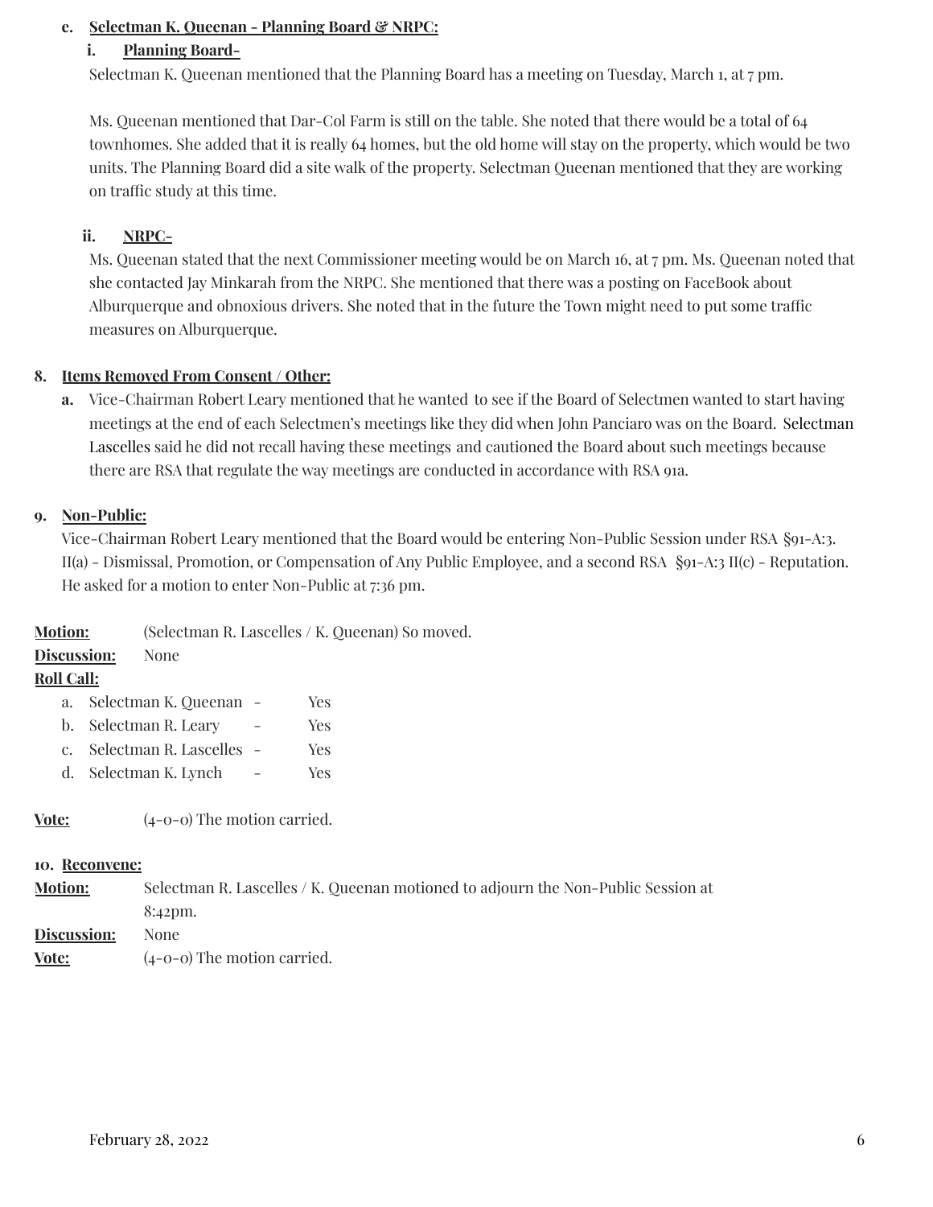c. **Selectman K. Queenan - Planning Board & NRPC:**

i. **Planning Board-**

Selectman K. Queenan mentioned that the Planning Board has a meeting on Tuesday, March 1, at 7 pm.

Ms. Queenan mentioned that Dar-Col Farm is still on the table. She noted that there would be a total of 64 townhomes. She added that it is really 64 homes, but the old home will stay on the property, which would be two units. The Planning Board did a site walk of the property. Selectman Queenan mentioned that they are working on traffic study at this time.

ii. **NRPC-**

Ms. Queenan stated that the next Commissioner meeting would be on March 16, at 7 pm. Ms. Queenan noted that she contacted Jay Minkarah from the NRPC. She mentioned that there was a posting on FaceBook about Alburquerque and obnoxious drivers. She noted that in the future the Town might need to put some traffic measures on Alburquerque.

8. **Items Removed From Consent / Other:**

   a. Vice-Chairman Robert Leary mentioned that he wanted to see if the Board of Selectmen wanted to start having meetings at the end of each Selectmen's meetings like they did when John Panciaro was on the Board. Selectman Lascelles said he did not recall having these meetings and cautioned the Board about such meetings because there are RSA that regulate the way meetings are conducted in accordance with RSA 91a.

9. **Non-Public:**

Vice-Chairman Robert Leary mentioned that the Board would be entering Non-Public Session under RSA §91-A:3. II(a) - Dismissal, Promotion, or Compensation of Any Public Employee, and a second RSA §91-A:3 II(c) - Reputation. He asked for a motion to enter Non-Public at 7:36 pm.

**Motion:** (Selectman R. Lascelles / K. Queenan) So moved.

**Discussion:** None

**Roll Call:**

a. Selectman K. Queenan - Yes
b. Selectman R. Leary - Yes
c. Selectman R. Lascelles - Yes
d. Selectman K. Lynch - Yes

**Vote:** (4-0-0) The motion carried.

10. **Reconvene:**

**Motion:** Selectman R. Lascelles / K. Queenan motioned to adjourn the Non-Public Session at 8:42pm.

**Discussion:** None

**Vote:** (4-0-0) The motion carried.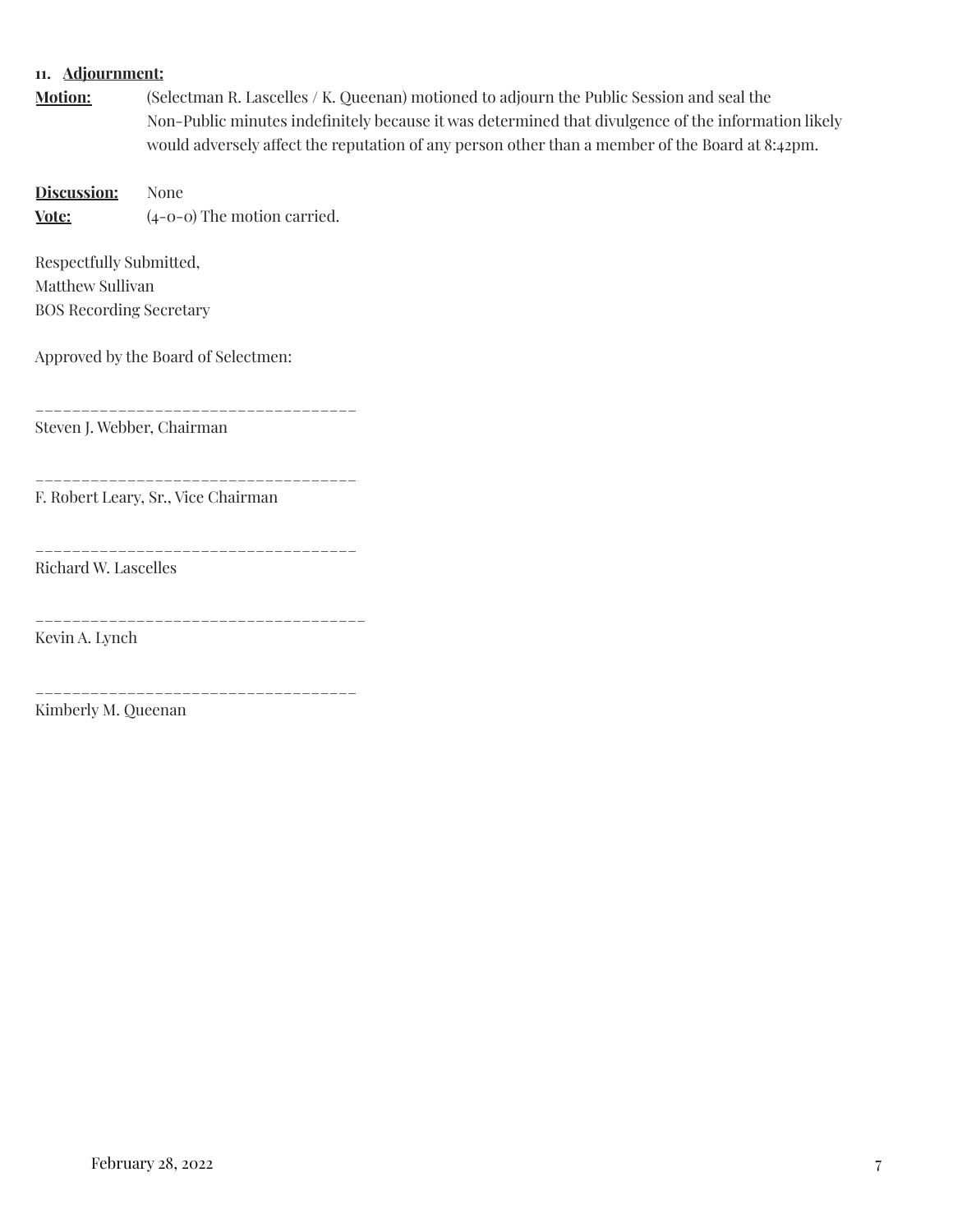11. **Adjournment:**

**Motion:** (Selectman R. Lascelles / K. Queenan) motioned to adjourn the Public Session and seal the Non-Public minutes indefinitely because it was determined that divulgence of the information likely would adversely affect the reputation of any person other than a member of the Board at 8:42pm.

**Discussion:** None

**Vote:** (4-0-0) The motion carried.

Respectfully Submitted,
Matthew Sullivan
BOS Recording Secretary

Approved by the Board of Selectmen:

___________________________________
Steven J. Webber, Chairman

___________________________________
F. Robert Leary, Sr., Vice Chairman

___________________________________
Richard W. Lascelles

___________________________________
Kevin A. Lynch

___________________________________
Kimberly M. Queenan